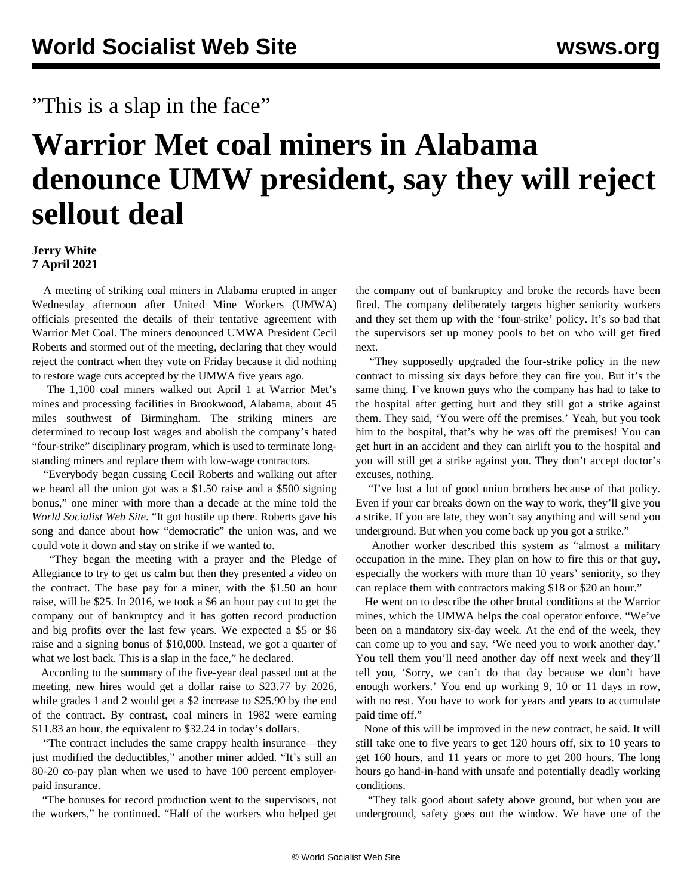"This is a slap in the face"

# Warrior Met coal miners in Alabama denounce UMW president, say they will reject sellout deal

**Jerry White**
**7 April 2021**

A meeting of striking coal miners in Alabama erupted in anger Wednesday afternoon after United Mine Workers (UMWA) officials presented the details of their tentative agreement with Warrior Met Coal. The miners denounced UMWA President Cecil Roberts and stormed out of the meeting, declaring that they would reject the contract when they vote on Friday because it did nothing to restore wage cuts accepted by the UMWA five years ago.

The 1,100 coal miners walked out April 1 at Warrior Met's mines and processing facilities in Brookwood, Alabama, about 45 miles southwest of Birmingham. The striking miners are determined to recoup lost wages and abolish the company's hated "four-strike" disciplinary program, which is used to terminate long-standing miners and replace them with low-wage contractors.

"Everybody began cussing Cecil Roberts and walking out after we heard all the union got was a $1.50 raise and a $500 signing bonus," one miner with more than a decade at the mine told the *World Socialist Web Site*. "It got hostile up there. Roberts gave his song and dance about how "democratic" the union was, and we could vote it down and stay on strike if we wanted to.

"They began the meeting with a prayer and the Pledge of Allegiance to try to get us calm but then they presented a video on the contract. The base pay for a miner, with the $1.50 an hour raise, will be $25. In 2016, we took a $6 an hour pay cut to get the company out of bankruptcy and it has gotten record production and big profits over the last few years. We expected a $5 or $6 raise and a signing bonus of $10,000. Instead, we got a quarter of what we lost back. This is a slap in the face," he declared.

According to the summary of the five-year deal passed out at the meeting, new hires would get a dollar raise to $23.77 by 2026, while grades 1 and 2 would get a $2 increase to $25.90 by the end of the contract. By contrast, coal miners in 1982 were earning $11.83 an hour, the equivalent to $32.24 in today's dollars.

"The contract includes the same crappy health insurance—they just modified the deductibles," another miner added. "It's still an 80-20 co-pay plan when we used to have 100 percent employer-paid insurance.

"The bonuses for record production went to the supervisors, not the workers," he continued. "Half of the workers who helped get the company out of bankruptcy and broke the records have been fired. The company deliberately targets higher seniority workers and they set them up with the 'four-strike' policy. It's so bad that the supervisors set up money pools to bet on who will get fired next.

"They supposedly upgraded the four-strike policy in the new contract to missing six days before they can fire you. But it's the same thing. I've known guys who the company has had to take to the hospital after getting hurt and they still got a strike against them. They said, 'You were off the premises.' Yeah, but you took him to the hospital, that's why he was off the premises! You can get hurt in an accident and they can airlift you to the hospital and you will still get a strike against you. They don't accept doctor's excuses, nothing.

"I've lost a lot of good union brothers because of that policy. Even if your car breaks down on the way to work, they'll give you a strike. If you are late, they won't say anything and will send you underground. But when you come back up you got a strike."

Another worker described this system as "almost a military occupation in the mine. They plan on how to fire this or that guy, especially the workers with more than 10 years' seniority, so they can replace them with contractors making $18 or $20 an hour."

He went on to describe the other brutal conditions at the Warrior mines, which the UMWA helps the coal operator enforce. "We've been on a mandatory six-day week. At the end of the week, they can come up to you and say, 'We need you to work another day.' You tell them you'll need another day off next week and they'll tell you, 'Sorry, we can't do that day because we don't have enough workers.' You end up working 9, 10 or 11 days in row, with no rest. You have to work for years and years to accumulate paid time off."

None of this will be improved in the new contract, he said. It will still take one to five years to get 120 hours off, six to 10 years to get 160 hours, and 11 years or more to get 200 hours. The long hours go hand-in-hand with unsafe and potentially deadly working conditions.

"They talk good about safety above ground, but when you are underground, safety goes out the window. We have one of the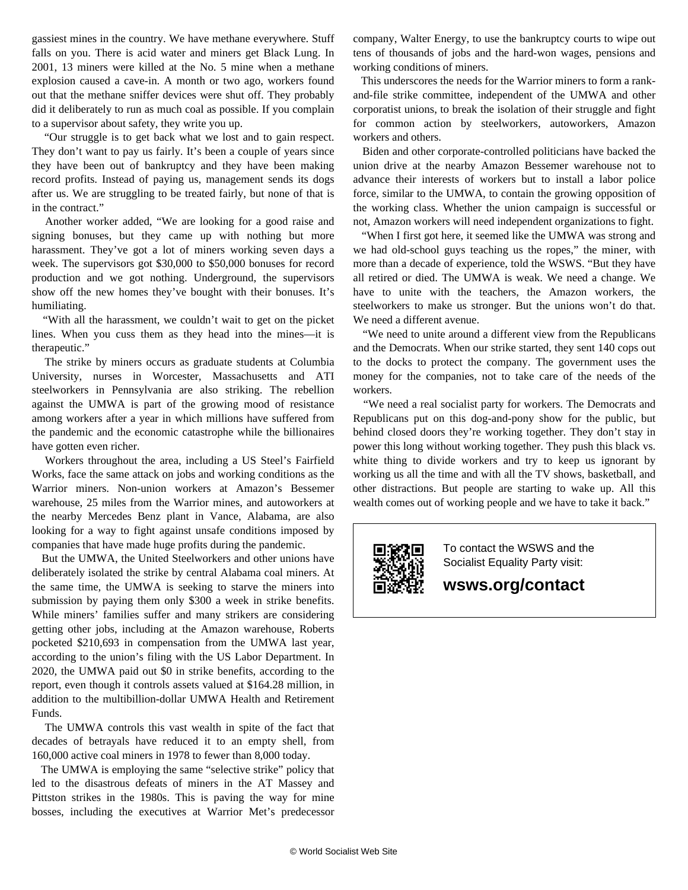gassiest mines in the country. We have methane everywhere. Stuff falls on you. There is acid water and miners get Black Lung. In 2001, 13 miners were killed at the No. 5 mine when a methane explosion caused a cave-in. A month or two ago, workers found out that the methane sniffer devices were shut off. They probably did it deliberately to run as much coal as possible. If you complain to a supervisor about safety, they write you up.

"Our struggle is to get back what we lost and to gain respect. They don't want to pay us fairly. It's been a couple of years since they have been out of bankruptcy and they have been making record profits. Instead of paying us, management sends its dogs after us. We are struggling to be treated fairly, but none of that is in the contract."

Another worker added, "We are looking for a good raise and signing bonuses, but they came up with nothing but more harassment. They've got a lot of miners working seven days a week. The supervisors got $30,000 to $50,000 bonuses for record production and we got nothing. Underground, the supervisors show off the new homes they've bought with their bonuses. It's humiliating.

"With all the harassment, we couldn't wait to get on the picket lines. When you cuss them as they head into the mines—it is therapeutic."

The strike by miners occurs as graduate students at Columbia University, nurses in Worcester, Massachusetts and ATI steelworkers in Pennsylvania are also striking. The rebellion against the UMWA is part of the growing mood of resistance among workers after a year in which millions have suffered from the pandemic and the economic catastrophe while the billionaires have gotten even richer.

Workers throughout the area, including a US Steel's Fairfield Works, face the same attack on jobs and working conditions as the Warrior miners. Non-union workers at Amazon's Bessemer warehouse, 25 miles from the Warrior mines, and autoworkers at the nearby Mercedes Benz plant in Vance, Alabama, are also looking for a way to fight against unsafe conditions imposed by companies that have made huge profits during the pandemic.

But the UMWA, the United Steelworkers and other unions have deliberately isolated the strike by central Alabama coal miners. At the same time, the UMWA is seeking to starve the miners into submission by paying them only $300 a week in strike benefits. While miners' families suffer and many strikers are considering getting other jobs, including at the Amazon warehouse, Roberts pocketed $210,693 in compensation from the UMWA last year, according to the union's filing with the US Labor Department. In 2020, the UMWA paid out $0 in strike benefits, according to the report, even though it controls assets valued at $164.28 million, in addition to the multibillion-dollar UMWA Health and Retirement Funds.

The UMWA controls this vast wealth in spite of the fact that decades of betrayals have reduced it to an empty shell, from 160,000 active coal miners in 1978 to fewer than 8,000 today.

The UMWA is employing the same "selective strike" policy that led to the disastrous defeats of miners in the AT Massey and Pittston strikes in the 1980s. This is paving the way for mine bosses, including the executives at Warrior Met's predecessor company, Walter Energy, to use the bankruptcy courts to wipe out tens of thousands of jobs and the hard-won wages, pensions and working conditions of miners.

This underscores the needs for the Warrior miners to form a rank-and-file strike committee, independent of the UMWA and other corporatist unions, to break the isolation of their struggle and fight for common action by steelworkers, autoworkers, Amazon workers and others.

Biden and other corporate-controlled politicians have backed the union drive at the nearby Amazon Bessemer warehouse not to advance their interests of workers but to install a labor police force, similar to the UMWA, to contain the growing opposition of the working class. Whether the union campaign is successful or not, Amazon workers will need independent organizations to fight.

"When I first got here, it seemed like the UMWA was strong and we had old-school guys teaching us the ropes," the miner, with more than a decade of experience, told the WSWS. "But they have all retired or died. The UMWA is weak. We need a change. We have to unite with the teachers, the Amazon workers, the steelworkers to make us stronger. But the unions won't do that. We need a different avenue.

"We need to unite around a different view from the Republicans and the Democrats. When our strike started, they sent 140 cops out to the docks to protect the company. The government uses the money for the companies, not to take care of the needs of the workers.

"We need a real socialist party for workers. The Democrats and Republicans put on this dog-and-pony show for the public, but behind closed doors they're working together. They don't stay in power this long without working together. They push this black vs. white thing to divide workers and try to keep us ignorant by working us all the time and with all the TV shows, basketball, and other distractions. But people are starting to wake up. All this wealth comes out of working people and we have to take it back."

To contact the WSWS and the Socialist Equality Party visit:

**wsws.org/contact**